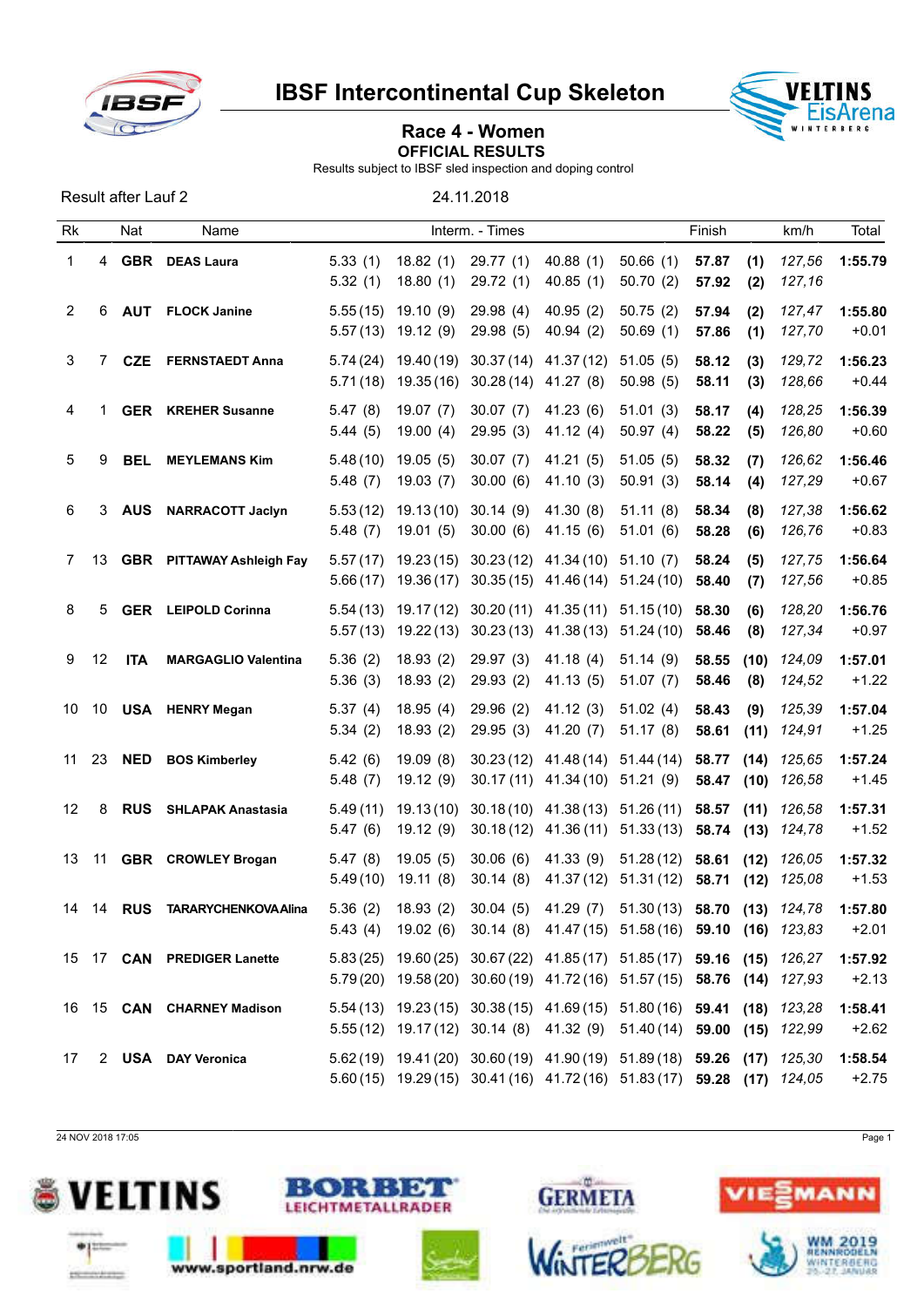# IBSF Intercontinental Cup Skeleton

## Race 4 - Women

**OFFICIAL RESULTS**

Results subject to IBSF sled inspection and doping control

Result after Lauf 2 — 24.11.2018

| Rk | | Nat | Name | Interm. - Times | | | | | Finish | | km/h | Total |
|---|---|---|---|---|---|---|---|---|---|---|---|---|
| 1 | 4 | **GBR** | **DEAS Laura** | 5.33 (1) | 18.82 (1) | 29.77 (1) | 40.88 (1) | 50.66 (1) | **57.87** | **(1)** | *127,56* | **1:55.79** |
| | | | | 5.32 (1) | 18.80 (1) | 29.72 (1) | 40.85 (1) | 50.70 (2) | **57.92** | **(2)** | *127,16* | |
| 2 | 6 | **AUT** | **FLOCK Janine** | 5.55 (15) | 19.10 (9) | 29.98 (4) | 40.95 (2) | 50.75 (2) | **57.94** | **(2)** | *127,47* | **1:55.80** |
| | | | | 5.57 (13) | 19.12 (9) | 29.98 (5) | 40.94 (2) | 50.69 (1) | **57.86** | **(1)** | *127,70* | +0.01 |
| 3 | 7 | **CZE** | **FERNSTAEDT Anna** | 5.74 (24) | 19.40 (19) | 30.37 (14) | 41.37 (12) | 51.05 (5) | **58.12** | **(3)** | *129,72* | **1:56.23** |
| | | | | 5.71 (18) | 19.35 (16) | 30.28 (14) | 41.27 (8) | 50.98 (5) | **58.11** | **(3)** | *128,66* | +0.44 |
| 4 | 1 | **GER** | **KREHER Susanne** | 5.47 (8) | 19.07 (7) | 30.07 (7) | 41.23 (6) | 51.01 (3) | **58.17** | **(4)** | *128,25* | **1:56.39** |
| | | | | 5.44 (5) | 19.00 (4) | 29.95 (3) | 41.12 (4) | 50.97 (4) | **58.22** | **(5)** | *126,80* | +0.60 |
| 5 | 9 | **BEL** | **MEYLEMANS Kim** | 5.48 (10) | 19.05 (5) | 30.07 (7) | 41.21 (5) | 51.05 (5) | **58.32** | **(7)** | *126,62* | **1:56.46** |
| | | | | 5.48 (7) | 19.03 (7) | 30.00 (6) | 41.10 (3) | 50.91 (3) | **58.14** | **(4)** | *127,29* | +0.67 |
| 6 | 3 | **AUS** | **NARRACOTT Jaclyn** | 5.53 (12) | 19.13 (10) | 30.14 (9) | 41.30 (8) | 51.11 (8) | **58.34** | **(8)** | *127,38* | **1:56.62** |
| | | | | 5.48 (7) | 19.01 (5) | 30.00 (6) | 41.15 (6) | 51.01 (6) | **58.28** | **(6)** | *126,76* | +0.83 |
| 7 | 13 | **GBR** | **PITTAWAY Ashleigh Fay** | 5.57 (17) | 19.23 (15) | 30.23 (12) | 41.34 (10) | 51.10 (7) | **58.24** | **(5)** | *127,75* | **1:56.64** |
| | | | | 5.66 (17) | 19.36 (17) | 30.35 (15) | 41.46 (14) | 51.24 (10) | **58.40** | **(7)** | *127,56* | +0.85 |
| 8 | 5 | **GER** | **LEIPOLD Corinna** | 5.54 (13) | 19.17 (12) | 30.20 (11) | 41.35 (11) | 51.15 (10) | **58.30** | **(6)** | *128,20* | **1:56.76** |
| | | | | 5.57 (13) | 19.22 (13) | 30.23 (13) | 41.38 (13) | 51.24 (10) | **58.46** | **(8)** | *127,34* | +0.97 |
| 9 | 12 | **ITA** | **MARGAGLIO Valentina** | 5.36 (2) | 18.93 (2) | 29.97 (3) | 41.18 (4) | 51.14 (9) | **58.55** | **(10)** | *124,09* | **1:57.01** |
| | | | | 5.36 (3) | 18.93 (2) | 29.93 (2) | 41.13 (5) | 51.07 (7) | **58.46** | **(8)** | *124,52* | +1.22 |
| 10 | 10 | **USA** | **HENRY Megan** | 5.37 (4) | 18.95 (4) | 29.96 (2) | 41.12 (3) | 51.02 (4) | **58.43** | **(9)** | *125,39* | **1:57.04** |
| | | | | 5.34 (2) | 18.93 (2) | 29.95 (3) | 41.20 (7) | 51.17 (8) | **58.61** | **(11)** | *124,91* | +1.25 |
| 11 | 23 | **NED** | **BOS Kimberley** | 5.42 (6) | 19.09 (8) | 30.23 (12) | 41.48 (14) | 51.44 (14) | **58.77** | **(14)** | *125,65* | **1:57.24** |
| | | | | 5.48 (7) | 19.12 (9) | 30.17 (11) | 41.34 (10) | 51.21 (9) | **58.47** | **(10)** | *126,58* | +1.45 |
| 12 | 8 | **RUS** | **SHLAPAK Anastasia** | 5.49 (11) | 19.13 (10) | 30.18 (10) | 41.38 (13) | 51.26 (11) | **58.57** | **(11)** | *126,58* | **1:57.31** |
| | | | | 5.47 (6) | 19.12 (9) | 30.18 (12) | 41.36 (11) | 51.33 (13) | **58.74** | **(13)** | *124,78* | +1.52 |
| 13 | 11 | **GBR** | **CROWLEY Brogan** | 5.47 (8) | 19.05 (5) | 30.06 (6) | 41.33 (9) | 51.28 (12) | **58.61** | **(12)** | *126,05* | **1:57.32** |
| | | | | 5.49 (10) | 19.11 (8) | 30.14 (8) | 41.37 (12) | 51.31 (12) | **58.71** | **(12)** | *125,08* | +1.53 |
| 14 | 14 | **RUS** | **TARARYCHENKOVA Alina** | 5.36 (2) | 18.93 (2) | 30.04 (5) | 41.29 (7) | 51.30 (13) | **58.70** | **(13)** | *124,78* | **1:57.80** |
| | | | | 5.43 (4) | 19.02 (6) | 30.14 (8) | 41.47 (15) | 51.58 (16) | **59.10** | **(16)** | *123,83* | +2.01 |
| 15 | 17 | **CAN** | **PREDIGER Lanette** | 5.83 (25) | 19.60 (25) | 30.67 (22) | 41.85 (17) | 51.85 (17) | **59.16** | **(15)** | *126,27* | **1:57.92** |
| | | | | 5.79 (20) | 19.58 (20) | 30.60 (19) | 41.72 (16) | 51.57 (15) | **58.76** | **(14)** | *127,93* | +2.13 |
| 16 | 15 | **CAN** | **CHARNEY Madison** | 5.54 (13) | 19.23 (15) | 30.38 (15) | 41.69 (15) | 51.80 (16) | **59.41** | **(18)** | *123,28* | **1:58.41** |
| | | | | 5.55 (12) | 19.17 (12) | 30.14 (8) | 41.32 (9) | 51.40 (14) | **59.00** | **(15)** | *122,99* | +2.62 |
| 17 | 2 | **USA** | **DAY Veronica** | 5.62 (19) | 19.41 (20) | 30.60 (19) | 41.90 (19) | 51.89 (18) | **59.26** | **(17)** | *125,30* | **1:58.54** |
| | | | | 5.60 (15) | 19.29 (15) | 30.41 (16) | 41.72 (16) | 51.83 (17) | **59.28** | **(17)** | *124,05* | +2.75 |

24 NOV 2018 17:05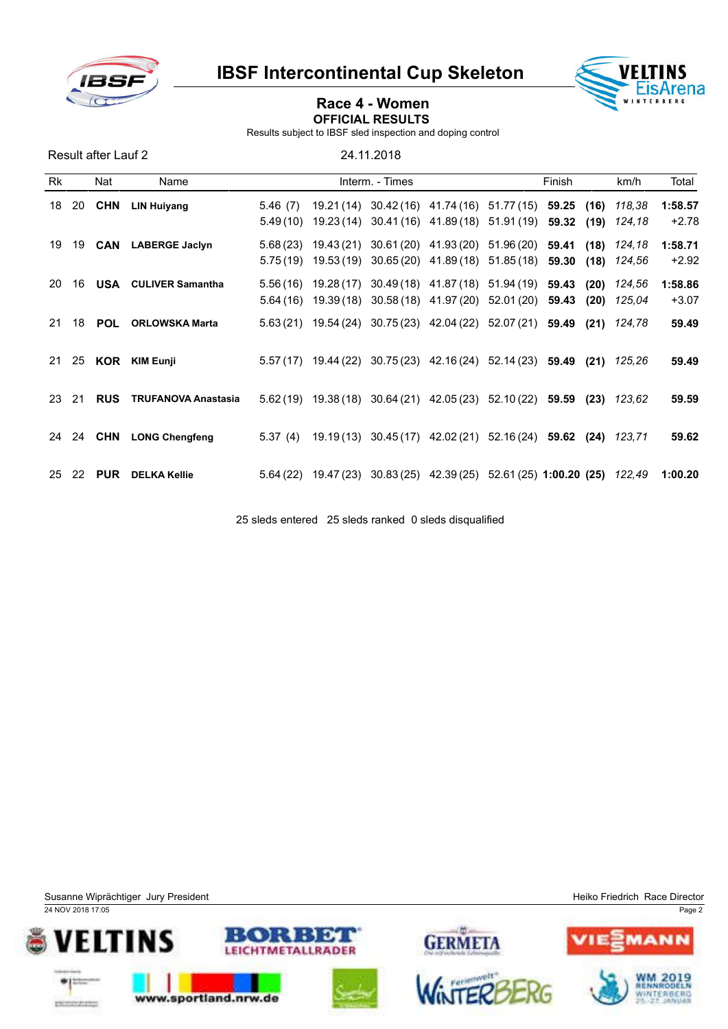# IBSF Intercontinental Cup Skeleton

## Race 4 - Women

### OFFICIAL RESULTS

Results subject to IBSF sled inspection and doping control

Result after Lauf 2 — 24.11.2018

| Rk | | Nat | Name | Interm. - Times | | | | | Finish | | km/h | Total |
|---|---|---|---|---|---|---|---|---|---|---|---|---|
| 18 | 20 | **CHN** | **LIN Huiyang** | 5.46 (7) | 19.21 (14) | 30.42 (16) | 41.74 (16) | 51.77 (15) | **59.25** | **(16)** | *118,38* | **1:58.57** |
| | | | | 5.49 (10) | 19.23 (14) | 30.41 (16) | 41.89 (18) | 51.91 (19) | **59.32** | **(19)** | *124,18* | +2.78 |
| 19 | 19 | **CAN** | **LABERGE Jaclyn** | 5.68 (23) | 19.43 (21) | 30.61 (20) | 41.93 (20) | 51.96 (20) | **59.41** | **(18)** | *124,18* | **1:58.71** |
| | | | | 5.75 (19) | 19.53 (19) | 30.65 (20) | 41.89 (18) | 51.85 (18) | **59.30** | **(18)** | *124,56* | +2.92 |
| 20 | 16 | **USA** | **CULIVER Samantha** | 5.56 (16) | 19.28 (17) | 30.49 (18) | 41.87 (18) | 51.94 (19) | **59.43** | **(20)** | *124,56* | **1:58.86** |
| | | | | 5.64 (16) | 19.39 (18) | 30.58 (18) | 41.97 (20) | 52.01 (20) | **59.43** | **(20)** | *125,04* | +3.07 |
| 21 | 18 | **POL** | **ORLOWSKA Marta** | 5.63 (21) | 19.54 (24) | 30.75 (23) | 42.04 (22) | 52.07 (21) | **59.49** | **(21)** | *124,78* | **59.49** |
| 21 | 25 | **KOR** | **KIM Eunji** | 5.57 (17) | 19.44 (22) | 30.75 (23) | 42.16 (24) | 52.14 (23) | **59.49** | **(21)** | *125,26* | **59.49** |
| 23 | 21 | **RUS** | **TRUFANOVA Anastasia** | 5.62 (19) | 19.38 (18) | 30.64 (21) | 42.05 (23) | 52.10 (22) | **59.59** | **(23)** | *123,62* | **59.59** |
| 24 | 24 | **CHN** | **LONG Chengfeng** | 5.37 (4) | 19.19 (13) | 30.45 (17) | 42.02 (21) | 52.16 (24) | **59.62** | **(24)** | *123,71* | **59.62** |
| 25 | 22 | **PUR** | **DELKA Kellie** | 5.64 (22) | 19.47 (23) | 30.83 (25) | 42.39 (25) | 52.61 (25) | **1:00.20** | **(25)** | *122,49* | **1:00.20** |

25 sleds entered 25 sleds ranked 0 sleds disqualified

Susanne Wiprächtiger Jury President — Heiko Friedrich Race Director

24 NOV 2018 17:05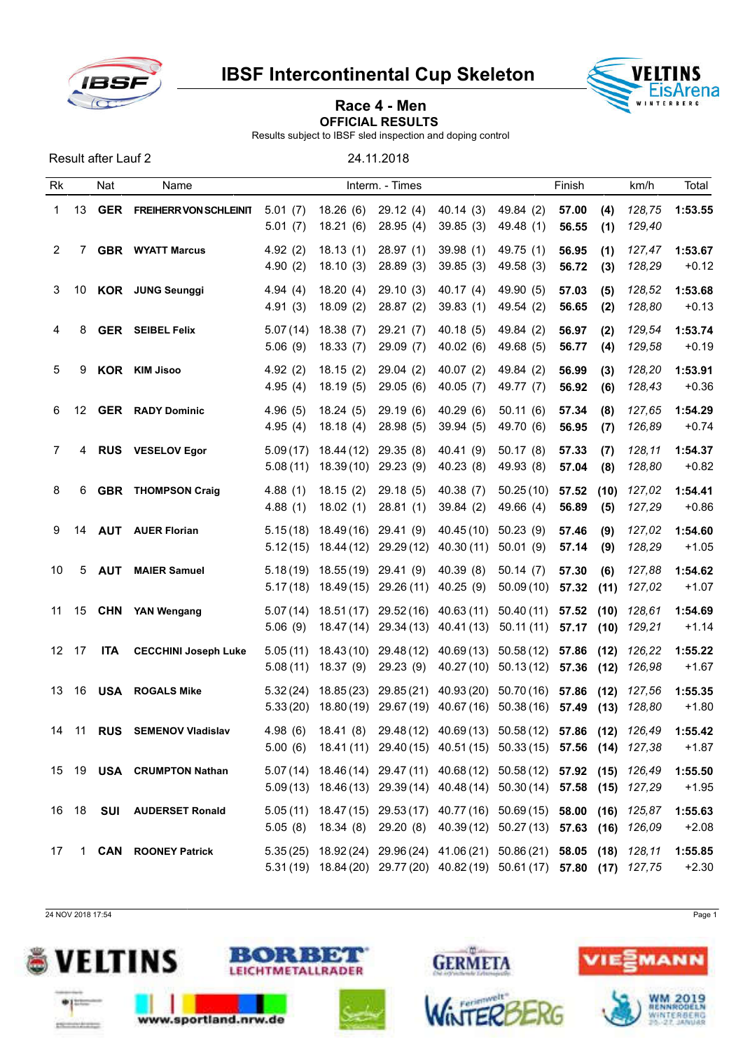# IBSF Intercontinental Cup Skeleton

## Race 4 - Men

**OFFICIAL RESULTS**

Results subject to IBSF sled inspection and doping control

Result after Lauf 2 — 24.11.2018

| Rk | | Nat | Name | Interm. - Times | | | | | Finish | | km/h | Total |
|---|---|---|---|---|---|---|---|---|---|---|---|---|
| 1 | 13 | **GER** | **FREIHERR VON SCHLEINIT** | 5.01 (7) | 18.26 (6) | 29.12 (4) | 40.14 (3) | 49.84 (2) | **57.00** | **(4)** | *128,75* | **1:53.55** |
| | | | | 5.01 (7) | 18.21 (6) | 28.95 (4) | 39.85 (3) | 49.48 (1) | **56.55** | **(1)** | *129,40* | |
| 2 | 7 | **GBR** | **WYATT Marcus** | 4.92 (2) | 18.13 (1) | 28.97 (1) | 39.98 (1) | 49.75 (1) | **56.95** | **(1)** | *127,47* | **1:53.67** |
| | | | | 4.90 (2) | 18.10 (3) | 28.89 (3) | 39.85 (3) | 49.58 (3) | **56.72** | **(3)** | *128,29* | +0.12 |
| 3 | 10 | **KOR** | **JUNG Seunggi** | 4.94 (4) | 18.20 (4) | 29.10 (3) | 40.17 (4) | 49.90 (5) | **57.03** | **(5)** | *128,52* | **1:53.68** |
| | | | | 4.91 (3) | 18.09 (2) | 28.87 (2) | 39.83 (1) | 49.54 (2) | **56.65** | **(2)** | *128,80* | +0.13 |
| 4 | 8 | **GER** | **SEIBEL Felix** | 5.07 (14) | 18.38 (7) | 29.21 (7) | 40.18 (5) | 49.84 (2) | **56.97** | **(2)** | *129,54* | **1:53.74** |
| | | | | 5.06 (9) | 18.33 (7) | 29.09 (7) | 40.02 (6) | 49.68 (5) | **56.77** | **(4)** | *129,58* | +0.19 |
| 5 | 9 | **KOR** | **KIM Jisoo** | 4.92 (2) | 18.15 (2) | 29.04 (2) | 40.07 (2) | 49.84 (2) | **56.99** | **(3)** | *128,20* | **1:53.91** |
| | | | | 4.95 (4) | 18.19 (5) | 29.05 (6) | 40.05 (7) | 49.77 (7) | **56.92** | **(6)** | *128,43* | +0.36 |
| 6 | 12 | **GER** | **RADY Dominic** | 4.96 (5) | 18.24 (5) | 29.19 (6) | 40.29 (6) | 50.11 (6) | **57.34** | **(8)** | *127,65* | **1:54.29** |
| | | | | 4.95 (4) | 18.18 (4) | 28.98 (5) | 39.94 (5) | 49.70 (6) | **56.95** | **(7)** | *126,89* | +0.74 |
| 7 | 4 | **RUS** | **VESELOV Egor** | 5.09 (17) | 18.44 (12) | 29.35 (8) | 40.41 (9) | 50.17 (8) | **57.33** | **(7)** | *128,11* | **1:54.37** |
| | | | | 5.08 (11) | 18.39 (10) | 29.23 (9) | 40.23 (8) | 49.93 (8) | **57.04** | **(8)** | *128,80* | +0.82 |
| 8 | 6 | **GBR** | **THOMPSON Craig** | 4.88 (1) | 18.15 (2) | 29.18 (5) | 40.38 (7) | 50.25 (10) | **57.52** | **(10)** | *127,02* | **1:54.41** |
| | | | | 4.88 (1) | 18.02 (1) | 28.81 (1) | 39.84 (2) | 49.66 (4) | **56.89** | **(5)** | *127,29* | +0.86 |
| 9 | 14 | **AUT** | **AUER Florian** | 5.15 (18) | 18.49 (16) | 29.41 (9) | 40.45 (10) | 50.23 (9) | **57.46** | **(9)** | *127,02* | **1:54.60** |
| | | | | 5.12 (15) | 18.44 (12) | 29.29 (12) | 40.30 (11) | 50.01 (9) | **57.14** | **(9)** | *128,29* | +1.05 |
| 10 | 5 | **AUT** | **MAIER Samuel** | 5.18 (19) | 18.55 (19) | 29.41 (9) | 40.39 (8) | 50.14 (7) | **57.30** | **(6)** | *127,88* | **1:54.62** |
| | | | | 5.17 (18) | 18.49 (15) | 29.26 (11) | 40.25 (9) | 50.09 (10) | **57.32** | **(11)** | *127,02* | +1.07 |
| 11 | 15 | **CHN** | **YAN Wengang** | 5.07 (14) | 18.51 (17) | 29.52 (16) | 40.63 (11) | 50.40 (11) | **57.52** | **(10)** | *128,61* | **1:54.69** |
| | | | | 5.06 (9) | 18.47 (14) | 29.34 (13) | 40.41 (13) | 50.11 (11) | **57.17** | **(10)** | *129,21* | +1.14 |
| 12 | 17 | **ITA** | **CECCHINI Joseph Luke** | 5.05 (11) | 18.43 (10) | 29.48 (12) | 40.69 (13) | 50.58 (12) | **57.86** | **(12)** | *126,22* | **1:55.22** |
| | | | | 5.08 (11) | 18.37 (9) | 29.23 (9) | 40.27 (10) | 50.13 (12) | **57.36** | **(12)** | *126,98* | +1.67 |
| 13 | 16 | **USA** | **ROGALS Mike** | 5.32 (24) | 18.85 (23) | 29.85 (21) | 40.93 (20) | 50.70 (16) | **57.86** | **(12)** | *127,56* | **1:55.35** |
| | | | | 5.33 (20) | 18.80 (19) | 29.67 (19) | 40.67 (16) | 50.38 (16) | **57.49** | **(13)** | *128,80* | +1.80 |
| 14 | 11 | **RUS** | **SEMENOV Vladislav** | 4.98 (6) | 18.41 (8) | 29.48 (12) | 40.69 (13) | 50.58 (12) | **57.86** | **(12)** | *126,49* | **1:55.42** |
| | | | | 5.00 (6) | 18.41 (11) | 29.40 (15) | 40.51 (15) | 50.33 (15) | **57.56** | **(14)** | *127,38* | +1.87 |
| 15 | 19 | **USA** | **CRUMPTON Nathan** | 5.07 (14) | 18.46 (14) | 29.47 (11) | 40.68 (12) | 50.58 (12) | **57.92** | **(15)** | *126,49* | **1:55.50** |
| | | | | 5.09 (13) | 18.46 (13) | 29.39 (14) | 40.48 (14) | 50.30 (14) | **57.58** | **(15)** | *127,29* | +1.95 |
| 16 | 18 | **SUI** | **AUDERSET Ronald** | 5.05 (11) | 18.47 (15) | 29.53 (17) | 40.77 (16) | 50.69 (15) | **58.00** | **(16)** | *125,87* | **1:55.63** |
| | | | | 5.05 (8) | 18.34 (8) | 29.20 (8) | 40.39 (12) | 50.27 (13) | **57.63** | **(16)** | *126,09* | +2.08 |
| 17 | 1 | **CAN** | **ROONEY Patrick** | 5.35 (25) | 18.92 (24) | 29.96 (24) | 41.06 (21) | 50.86 (21) | **58.05** | **(18)** | *128,11* | **1:55.85** |
| | | | | 5.31 (19) | 18.84 (20) | 29.77 (20) | 40.82 (19) | 50.61 (17) | **57.80** | **(17)** | *127,75* | +2.30 |

24 NOV 2018 17:54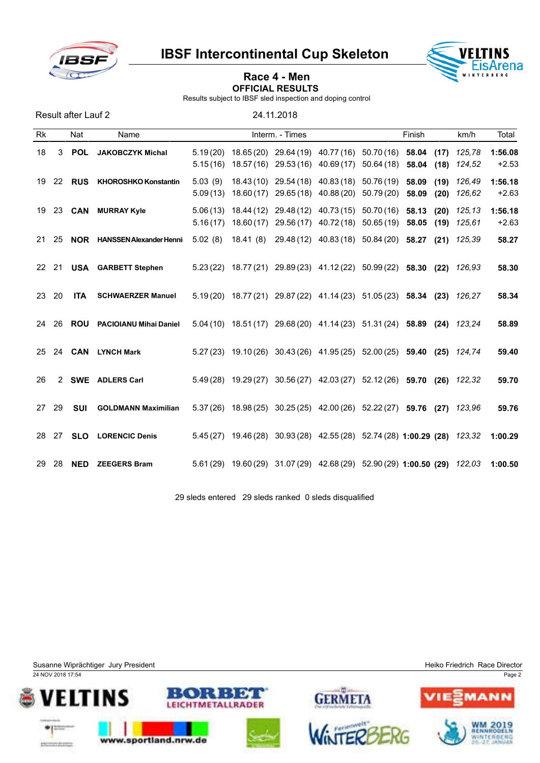# IBSF Intercontinental Cup Skeleton

## Race 4 - Men

### OFFICIAL RESULTS

Results subject to IBSF sled inspection and doping control

Result after Lauf 2 24.11.2018

| Rk | | Nat | Name | Interm. - Times | | | | | Finish | | km/h | Total |
|---|---|---|---|---|---|---|---|---|---|---|---|---|
| 18 | 3 | **POL** | **JAKOBCZYK Michal** | 5.19 (20) | 18.65 (20) | 29.64 (19) | 40.77 (16) | 50.70 (16) | **58.04** | **(17)** | *125,78* | **1:56.08** |
| | | | | 5.15 (16) | 18.57 (16) | 29.53 (16) | 40.69 (17) | 50.64 (18) | **58.04** | **(18)** | *124,52* | +2.53 |
| 19 | 22 | **RUS** | **KHOROSHKO Konstantin** | 5.03 (9) | 18.43 (10) | 29.54 (18) | 40.83 (18) | 50.76 (19) | **58.09** | **(19)** | *126,49* | **1:56.18** |
| | | | | 5.09 (13) | 18.60 (17) | 29.65 (18) | 40.88 (20) | 50.79 (20) | **58.09** | **(20)** | *126,62* | +2.63 |
| 19 | 23 | **CAN** | **MURRAY Kyle** | 5.06 (13) | 18.44 (12) | 29.48 (12) | 40.73 (15) | 50.70 (16) | **58.13** | **(20)** | *125,13* | **1:56.18** |
| | | | | 5.16 (17) | 18.60 (17) | 29.56 (17) | 40.72 (18) | 50.65 (19) | **58.05** | **(19)** | *125,61* | +2.63 |
| 21 | 25 | **NOR** | **HANSSEN Alexander Henni** | 5.02 (8) | 18.41 (8) | 29.48 (12) | 40.83 (18) | 50.84 (20) | **58.27** | **(21)** | *125,39* | **58.27** |
| 22 | 21 | **USA** | **GARBETT Stephen** | 5.23 (22) | 18.77 (21) | 29.89 (23) | 41.12 (22) | 50.99 (22) | **58.30** | **(22)** | *126,93* | **58.30** |
| 23 | 20 | **ITA** | **SCHWAERZER Manuel** | 5.19 (20) | 18.77 (21) | 29.87 (22) | 41.14 (23) | 51.05 (23) | **58.34** | **(23)** | *126,27* | **58.34** |
| 24 | 26 | **ROU** | **PACIOIANU Mihai Daniel** | 5.04 (10) | 18.51 (17) | 29.68 (20) | 41.14 (23) | 51.31 (24) | **58.89** | **(24)** | *123,24* | **58.89** |
| 25 | 24 | **CAN** | **LYNCH Mark** | 5.27 (23) | 19.10 (26) | 30.43 (26) | 41.95 (25) | 52.00 (25) | **59.40** | **(25)** | *124,74* | **59.40** |
| 26 | 2 | **SWE** | **ADLERS Carl** | 5.49 (28) | 19.29 (27) | 30.56 (27) | 42.03 (27) | 52.12 (26) | **59.70** | **(26)** | *122,32* | **59.70** |
| 27 | 29 | **SUI** | **GOLDMANN Maximilian** | 5.37 (26) | 18.98 (25) | 30.25 (25) | 42.00 (26) | 52.22 (27) | **59.76** | **(27)** | *123,96* | **59.76** |
| 28 | 27 | **SLO** | **LORENCIC Denis** | 5.45 (27) | 19.46 (28) | 30.93 (28) | 42.55 (28) | 52.74 (28) | **1:00.29** | **(28)** | *123,32* | **1:00.29** |
| 29 | 28 | **NED** | **ZEEGERS Bram** | 5.61 (29) | 19.60 (29) | 31.07 (29) | 42.68 (29) | 52.90 (29) | **1:00.50** | **(29)** | *122,03* | **1:00.50** |

29 sleds entered 29 sleds ranked 0 sleds disqualified

Susanne Wiprächtiger Jury President — Heiko Friedrich Race Director

24 NOV 2018 17:54